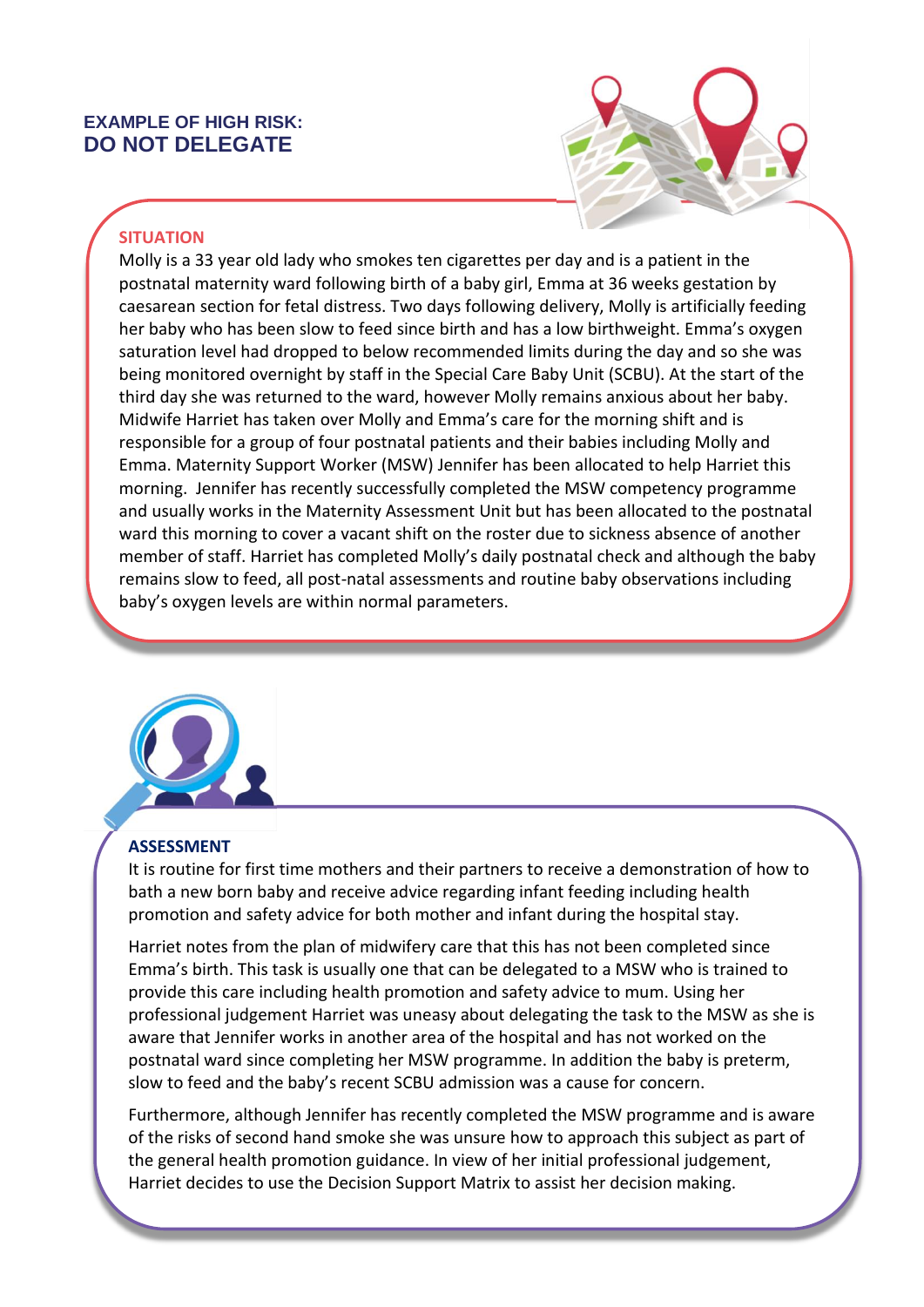## EXAMPLE OF HIGH RISK:
## DO NOT DELEGATE

### SITUATION

Molly is a 33 year old lady who smokes ten cigarettes per day and is a patient in the postnatal maternity ward following birth of a baby girl, Emma at 36 weeks gestation by caesarean section for fetal distress. Two days following delivery, Molly is artificially feeding her baby who has been slow to feed since birth and has a low birthweight. Emma's oxygen saturation level had dropped to below recommended limits during the day and so she was being monitored overnight by staff in the Special Care Baby Unit (SCBU). At the start of the third day she was returned to the ward, however Molly remains anxious about her baby. Midwife Harriet has taken over Molly and Emma's care for the morning shift and is responsible for a group of four postnatal patients and their babies including Molly and Emma. Maternity Support Worker (MSW) Jennifer has been allocated to help Harriet this morning. Jennifer has recently successfully completed the MSW competency programme and usually works in the Maternity Assessment Unit but has been allocated to the postnatal ward this morning to cover a vacant shift on the roster due to sickness absence of another member of staff. Harriet has completed Molly's daily postnatal check and although the baby remains slow to feed, all post-natal assessments and routine baby observations including baby's oxygen levels are within normal parameters.

### ASSESSMENT

It is routine for first time mothers and their partners to receive a demonstration of how to bath a new born baby and receive advice regarding infant feeding including health promotion and safety advice for both mother and infant during the hospital stay.

Harriet notes from the plan of midwifery care that this has not been completed since Emma's birth. This task is usually one that can be delegated to a MSW who is trained to provide this care including health promotion and safety advice to mum. Using her professional judgement Harriet was uneasy about delegating the task to the MSW as she is aware that Jennifer works in another area of the hospital and has not worked on the postnatal ward since completing her MSW programme. In addition the baby is preterm, slow to feed and the baby's recent SCBU admission was a cause for concern.

Furthermore, although Jennifer has recently completed the MSW programme and is aware of the risks of second hand smoke she was unsure how to approach this subject as part of the general health promotion guidance. In view of her initial professional judgement, Harriet decides to use the Decision Support Matrix to assist her decision making.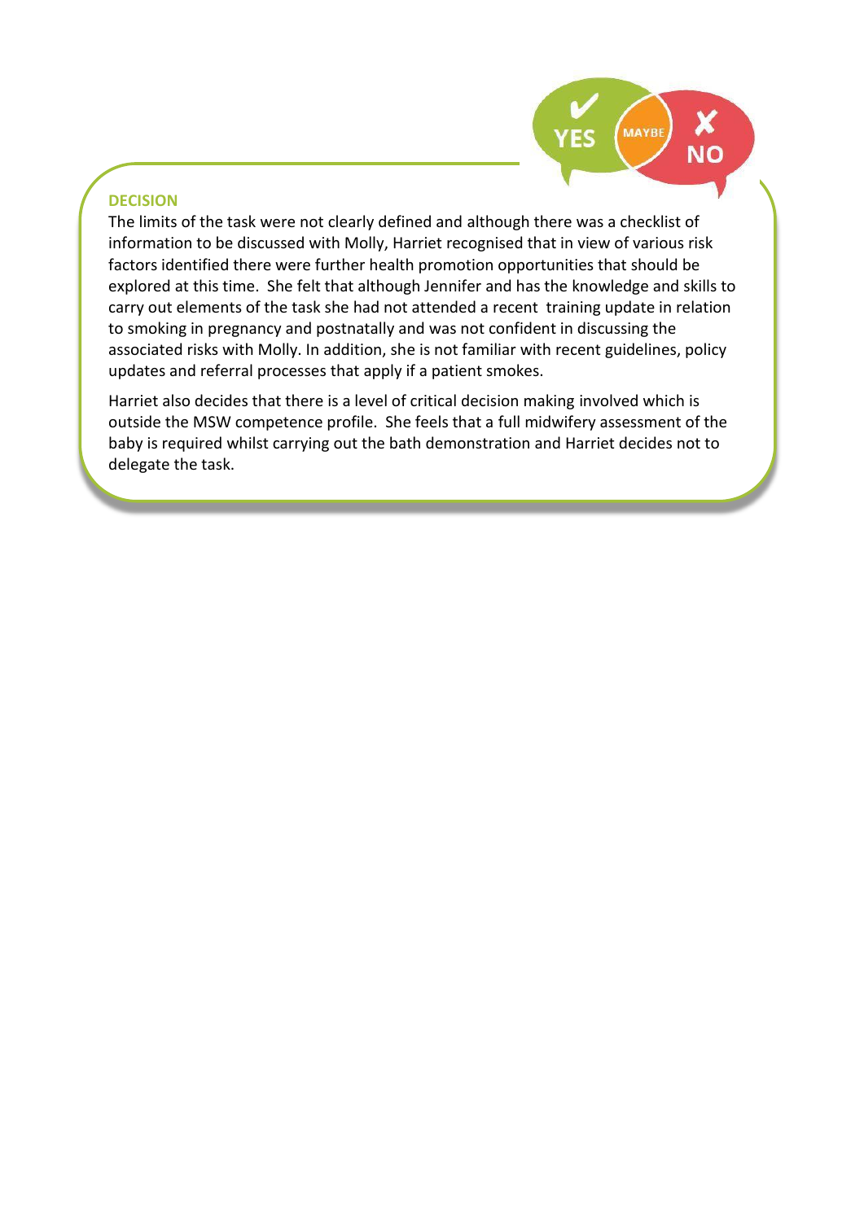## DECISION

The limits of the task were not clearly defined and although there was a checklist of information to be discussed with Molly, Harriet recognised that in view of various risk factors identified there were further health promotion opportunities that should be explored at this time. She felt that although Jennifer and has the knowledge and skills to carry out elements of the task she had not attended a recent training update in relation to smoking in pregnancy and postnatally and was not confident in discussing the associated risks with Molly. In addition, she is not familiar with recent guidelines, policy updates and referral processes that apply if a patient smokes.

Harriet also decides that there is a level of critical decision making involved which is outside the MSW competence profile. She feels that a full midwifery assessment of the baby is required whilst carrying out the bath demonstration and Harriet decides not to delegate the task.